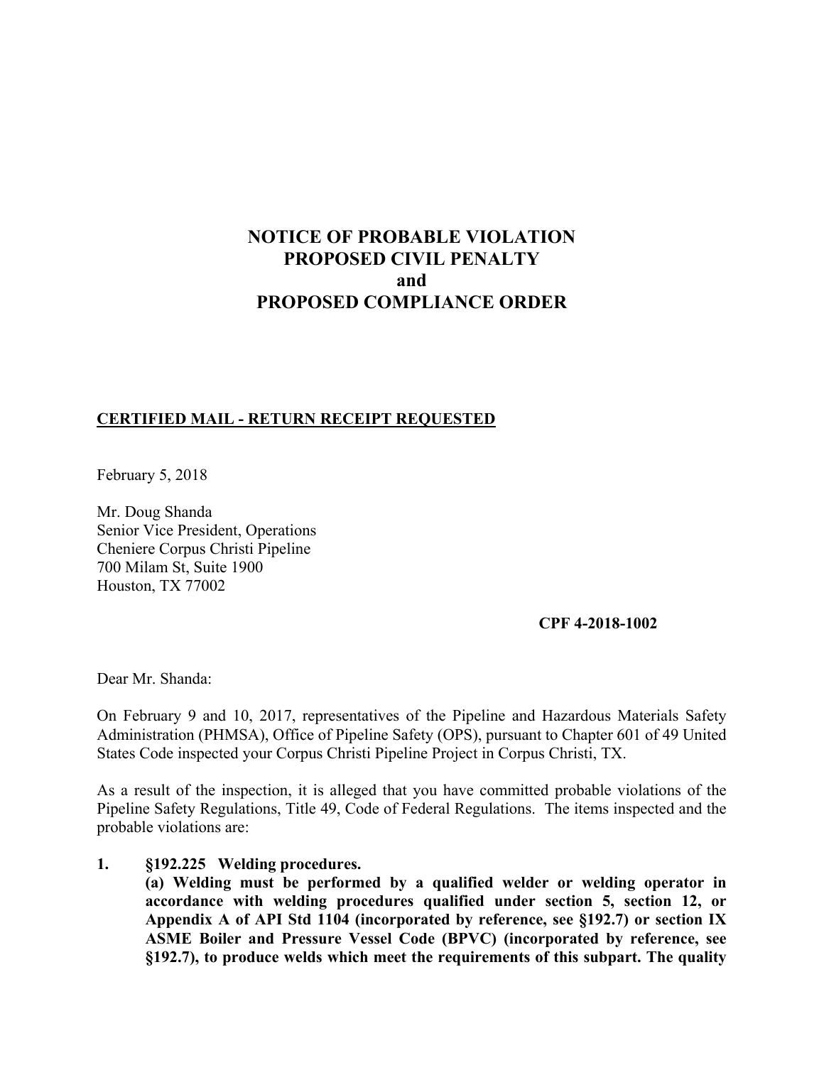# NOTICE OF PROBABLE VIOLATION
# PROPOSED CIVIL PENALTY
# and
# PROPOSED COMPLIANCE ORDER

**CERTIFIED MAIL - RETURN RECEIPT REQUESTED**

February 5, 2018

Mr. Doug Shanda
Senior Vice President, Operations
Cheniere Corpus Christi Pipeline
700 Milam St, Suite 1900
Houston, TX 77002

**CPF 4-2018-1002**

Dear Mr. Shanda:

On February 9 and 10, 2017, representatives of the Pipeline and Hazardous Materials Safety Administration (PHMSA), Office of Pipeline Safety (OPS), pursuant to Chapter 601 of 49 United States Code inspected your Corpus Christi Pipeline Project in Corpus Christi, TX.

As a result of the inspection, it is alleged that you have committed probable violations of the Pipeline Safety Regulations, Title 49, Code of Federal Regulations. The items inspected and the probable violations are:

1. **§192.225 Welding procedures.**
   **(a) Welding must be performed by a qualified welder or welding operator in accordance with welding procedures qualified under section 5, section 12, or Appendix A of API Std 1104 (incorporated by reference, see §192.7) or section IX ASME Boiler and Pressure Vessel Code (BPVC) (incorporated by reference, see §192.7), to produce welds which meet the requirements of this subpart. The quality**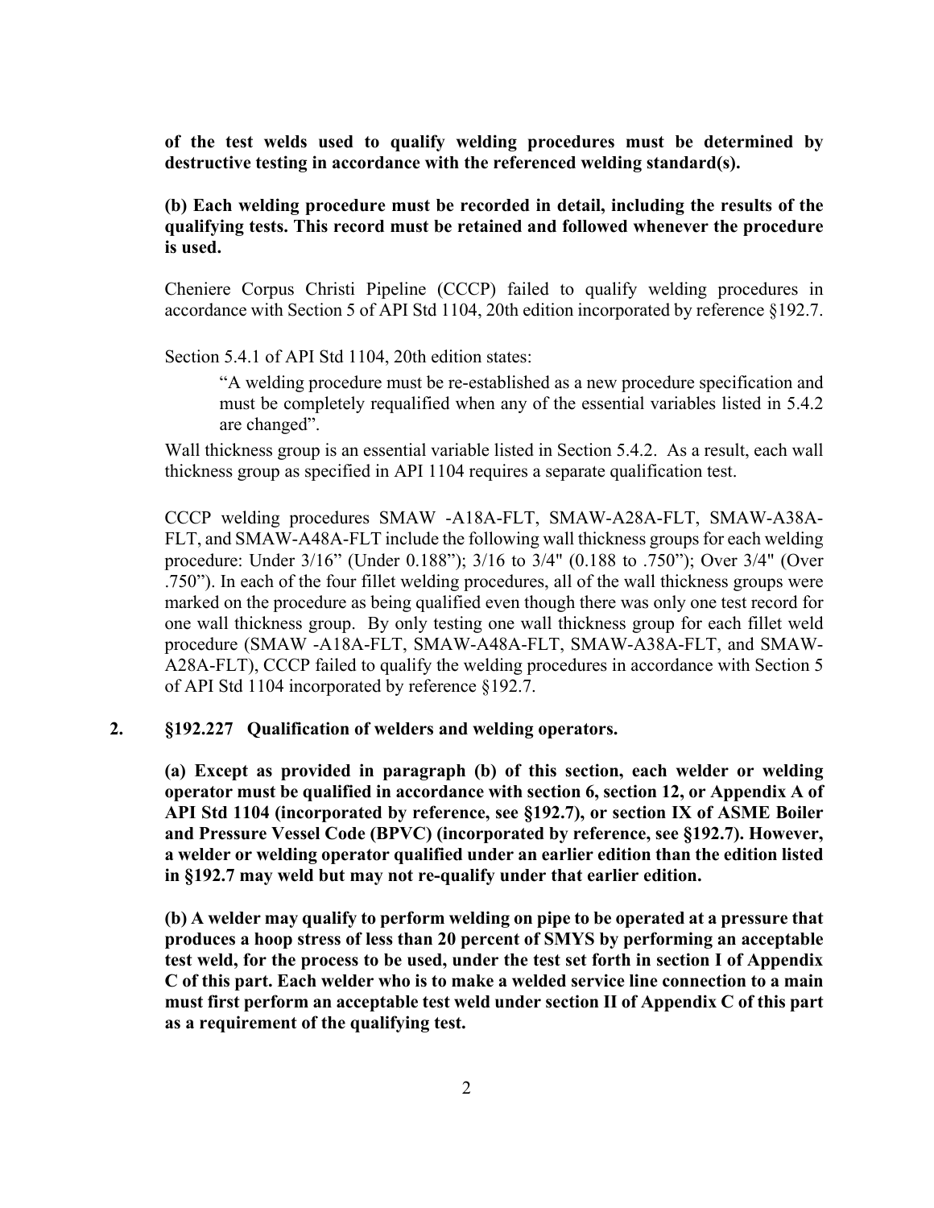**of the test welds used to qualify welding procedures must be determined by destructive testing in accordance with the referenced welding standard(s).**

**(b) Each welding procedure must be recorded in detail, including the results of the qualifying tests. This record must be retained and followed whenever the procedure is used.**

Cheniere Corpus Christi Pipeline (CCCP) failed to qualify welding procedures in accordance with Section 5 of API Std 1104, 20th edition incorporated by reference §192.7.

Section 5.4.1 of API Std 1104, 20th edition states:

> "A welding procedure must be re-established as a new procedure specification and must be completely requalified when any of the essential variables listed in 5.4.2 are changed".

Wall thickness group is an essential variable listed in Section 5.4.2. As a result, each wall thickness group as specified in API 1104 requires a separate qualification test.

CCCP welding procedures SMAW -A18A-FLT, SMAW-A28A-FLT, SMAW-A38A-FLT, and SMAW-A48A-FLT include the following wall thickness groups for each welding procedure: Under 3/16" (Under 0.188"); 3/16 to 3/4" (0.188 to .750"); Over 3/4" (Over .750"). In each of the four fillet welding procedures, all of the wall thickness groups were marked on the procedure as being qualified even though there was only one test record for one wall thickness group. By only testing one wall thickness group for each fillet weld procedure (SMAW -A18A-FLT, SMAW-A48A-FLT, SMAW-A38A-FLT, and SMAW-A28A-FLT), CCCP failed to qualify the welding procedures in accordance with Section 5 of API Std 1104 incorporated by reference §192.7.

**2. §192.227 Qualification of welders and welding operators.**

**(a) Except as provided in paragraph (b) of this section, each welder or welding operator must be qualified in accordance with section 6, section 12, or Appendix A of API Std 1104 (incorporated by reference, see §192.7), or section IX of ASME Boiler and Pressure Vessel Code (BPVC) (incorporated by reference, see §192.7). However, a welder or welding operator qualified under an earlier edition than the edition listed in §192.7 may weld but may not re-qualify under that earlier edition.**

**(b) A welder may qualify to perform welding on pipe to be operated at a pressure that produces a hoop stress of less than 20 percent of SMYS by performing an acceptable test weld, for the process to be used, under the test set forth in section I of Appendix C of this part. Each welder who is to make a welded service line connection to a main must first perform an acceptable test weld under section II of Appendix C of this part as a requirement of the qualifying test.**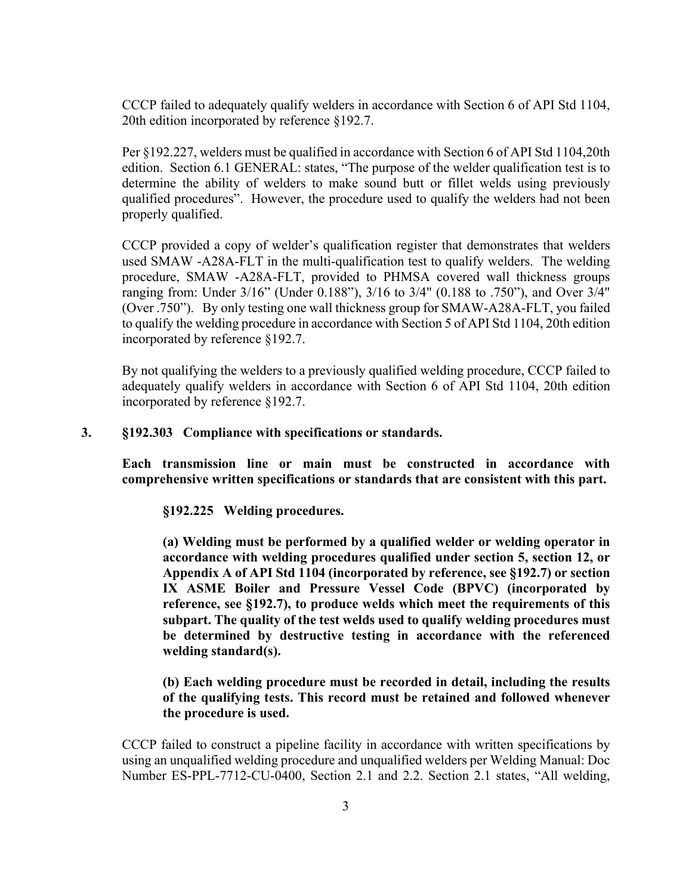CCCP failed to adequately qualify welders in accordance with Section 6 of API Std 1104, 20th edition incorporated by reference §192.7.

Per §192.227, welders must be qualified in accordance with Section 6 of API Std 1104,20th edition. Section 6.1 GENERAL: states, "The purpose of the welder qualification test is to determine the ability of welders to make sound butt or fillet welds using previously qualified procedures". However, the procedure used to qualify the welders had not been properly qualified.

CCCP provided a copy of welder's qualification register that demonstrates that welders used SMAW -A28A-FLT in the multi-qualification test to qualify welders. The welding procedure, SMAW -A28A-FLT, provided to PHMSA covered wall thickness groups ranging from: Under 3/16" (Under 0.188"), 3/16 to 3/4" (0.188 to .750"), and Over 3/4" (Over .750"). By only testing one wall thickness group for SMAW-A28A-FLT, you failed to qualify the welding procedure in accordance with Section 5 of API Std 1104, 20th edition incorporated by reference §192.7.

By not qualifying the welders to a previously qualified welding procedure, CCCP failed to adequately qualify welders in accordance with Section 6 of API Std 1104, 20th edition incorporated by reference §192.7.

**3. §192.303 Compliance with specifications or standards.**

**Each transmission line or main must be constructed in accordance with comprehensive written specifications or standards that are consistent with this part.**

**§192.225 Welding procedures.**

**(a) Welding must be performed by a qualified welder or welding operator in accordance with welding procedures qualified under section 5, section 12, or Appendix A of API Std 1104 (incorporated by reference, see §192.7) or section IX ASME Boiler and Pressure Vessel Code (BPVC) (incorporated by reference, see §192.7), to produce welds which meet the requirements of this subpart. The quality of the test welds used to qualify welding procedures must be determined by destructive testing in accordance with the referenced welding standard(s).**

**(b) Each welding procedure must be recorded in detail, including the results of the qualifying tests. This record must be retained and followed whenever the procedure is used.**

CCCP failed to construct a pipeline facility in accordance with written specifications by using an unqualified welding procedure and unqualified welders per Welding Manual: Doc Number ES-PPL-7712-CU-0400, Section 2.1 and 2.2. Section 2.1 states, "All welding,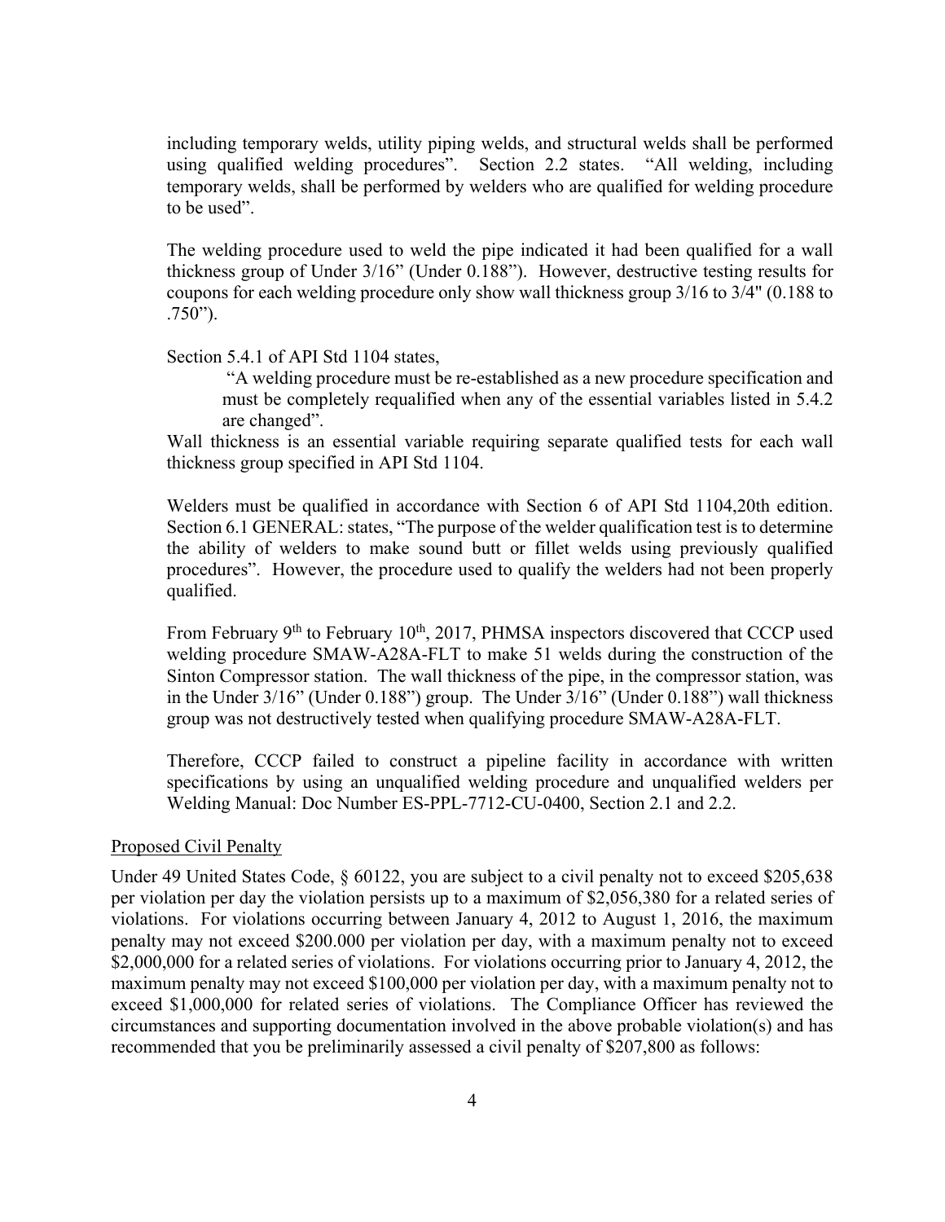including temporary welds, utility piping welds, and structural welds shall be performed using qualified welding procedures". Section 2.2 states. "All welding, including temporary welds, shall be performed by welders who are qualified for welding procedure to be used".

The welding procedure used to weld the pipe indicated it had been qualified for a wall thickness group of Under 3/16" (Under 0.188"). However, destructive testing results for coupons for each welding procedure only show wall thickness group 3/16 to 3/4" (0.188 to .750").

Section 5.4.1 of API Std 1104 states,

> "A welding procedure must be re-established as a new procedure specification and must be completely requalified when any of the essential variables listed in 5.4.2 are changed".

Wall thickness is an essential variable requiring separate qualified tests for each wall thickness group specified in API Std 1104.

Welders must be qualified in accordance with Section 6 of API Std 1104,20th edition. Section 6.1 GENERAL: states, "The purpose of the welder qualification test is to determine the ability of welders to make sound butt or fillet welds using previously qualified procedures". However, the procedure used to qualify the welders had not been properly qualified.

From February 9th to February 10th, 2017, PHMSA inspectors discovered that CCCP used welding procedure SMAW-A28A-FLT to make 51 welds during the construction of the Sinton Compressor station. The wall thickness of the pipe, in the compressor station, was in the Under 3/16" (Under 0.188") group. The Under 3/16" (Under 0.188") wall thickness group was not destructively tested when qualifying procedure SMAW-A28A-FLT.

Therefore, CCCP failed to construct a pipeline facility in accordance with written specifications by using an unqualified welding procedure and unqualified welders per Welding Manual: Doc Number ES-PPL-7712-CU-0400, Section 2.1 and 2.2.

Proposed Civil Penalty

Under 49 United States Code, § 60122, you are subject to a civil penalty not to exceed $205,638 per violation per day the violation persists up to a maximum of $2,056,380 for a related series of violations. For violations occurring between January 4, 2012 to August 1, 2016, the maximum penalty may not exceed $200.000 per violation per day, with a maximum penalty not to exceed $2,000,000 for a related series of violations. For violations occurring prior to January 4, 2012, the maximum penalty may not exceed $100,000 per violation per day, with a maximum penalty not to exceed $1,000,000 for related series of violations. The Compliance Officer has reviewed the circumstances and supporting documentation involved in the above probable violation(s) and has recommended that you be preliminarily assessed a civil penalty of $207,800 as follows: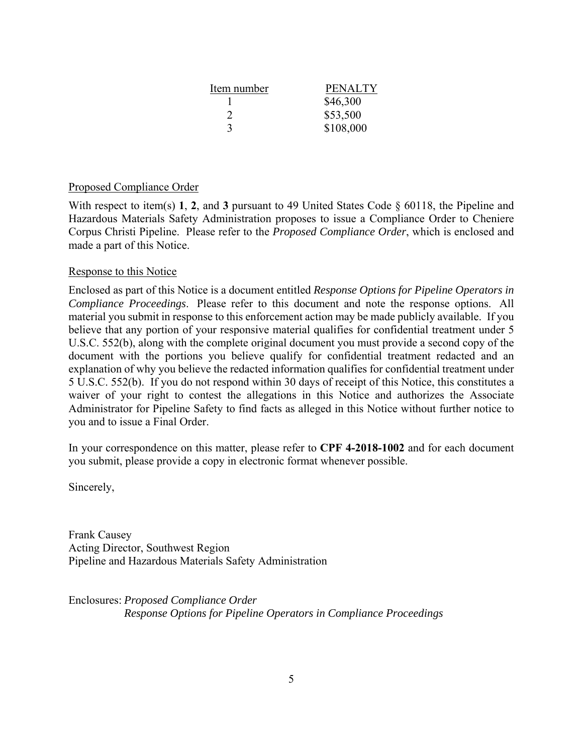| Item number | PENALTY |
| --- | --- |
| 1 | $46,300 |
| 2 | $53,500 |
| 3 | $108,000 |

Proposed Compliance Order

With respect to item(s) **1**, **2**, and **3** pursuant to 49 United States Code § 60118, the Pipeline and Hazardous Materials Safety Administration proposes to issue a Compliance Order to Cheniere Corpus Christi Pipeline. Please refer to the *Proposed Compliance Order*, which is enclosed and made a part of this Notice.

Response to this Notice

Enclosed as part of this Notice is a document entitled *Response Options for Pipeline Operators in Compliance Proceedings*. Please refer to this document and note the response options. All material you submit in response to this enforcement action may be made publicly available. If you believe that any portion of your responsive material qualifies for confidential treatment under 5 U.S.C. 552(b), along with the complete original document you must provide a second copy of the document with the portions you believe qualify for confidential treatment redacted and an explanation of why you believe the redacted information qualifies for confidential treatment under 5 U.S.C. 552(b). If you do not respond within 30 days of receipt of this Notice, this constitutes a waiver of your right to contest the allegations in this Notice and authorizes the Associate Administrator for Pipeline Safety to find facts as alleged in this Notice without further notice to you and to issue a Final Order.

In your correspondence on this matter, please refer to **CPF 4-2018-1002** and for each document you submit, please provide a copy in electronic format whenever possible.

Sincerely,

Frank Causey
Acting Director, Southwest Region
Pipeline and Hazardous Materials Safety Administration

Enclosures: *Proposed Compliance Order*
*Response Options for Pipeline Operators in Compliance Proceedings*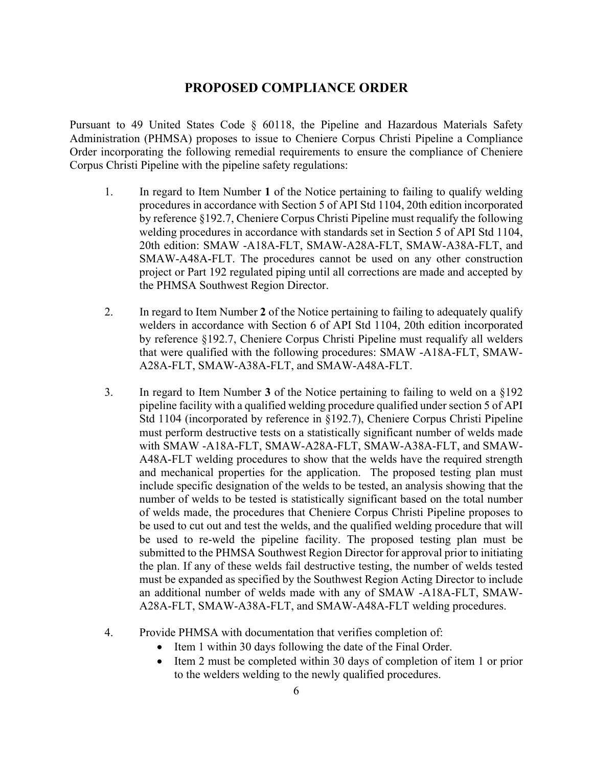# PROPOSED COMPLIANCE ORDER

Pursuant to 49 United States Code § 60118, the Pipeline and Hazardous Materials Safety Administration (PHMSA) proposes to issue to Cheniere Corpus Christi Pipeline a Compliance Order incorporating the following remedial requirements to ensure the compliance of Cheniere Corpus Christi Pipeline with the pipeline safety regulations:

1. In regard to Item Number **1** of the Notice pertaining to failing to qualify welding procedures in accordance with Section 5 of API Std 1104, 20th edition incorporated by reference §192.7, Cheniere Corpus Christi Pipeline must requalify the following welding procedures in accordance with standards set in Section 5 of API Std 1104, 20th edition: SMAW -A18A-FLT, SMAW-A28A-FLT, SMAW-A38A-FLT, and SMAW-A48A-FLT. The procedures cannot be used on any other construction project or Part 192 regulated piping until all corrections are made and accepted by the PHMSA Southwest Region Director.

2. In regard to Item Number **2** of the Notice pertaining to failing to adequately qualify welders in accordance with Section 6 of API Std 1104, 20th edition incorporated by reference §192.7, Cheniere Corpus Christi Pipeline must requalify all welders that were qualified with the following procedures: SMAW -A18A-FLT, SMAW-A28A-FLT, SMAW-A38A-FLT, and SMAW-A48A-FLT.

3. In regard to Item Number **3** of the Notice pertaining to failing to weld on a §192 pipeline facility with a qualified welding procedure qualified under section 5 of API Std 1104 (incorporated by reference in §192.7), Cheniere Corpus Christi Pipeline must perform destructive tests on a statistically significant number of welds made with SMAW -A18A-FLT, SMAW-A28A-FLT, SMAW-A38A-FLT, and SMAW-A48A-FLT welding procedures to show that the welds have the required strength and mechanical properties for the application. The proposed testing plan must include specific designation of the welds to be tested, an analysis showing that the number of welds to be tested is statistically significant based on the total number of welds made, the procedures that Cheniere Corpus Christi Pipeline proposes to be used to cut out and test the welds, and the qualified welding procedure that will be used to re-weld the pipeline facility. The proposed testing plan must be submitted to the PHMSA Southwest Region Director for approval prior to initiating the plan. If any of these welds fail destructive testing, the number of welds tested must be expanded as specified by the Southwest Region Acting Director to include an additional number of welds made with any of SMAW -A18A-FLT, SMAW-A28A-FLT, SMAW-A38A-FLT, and SMAW-A48A-FLT welding procedures.

4. Provide PHMSA with documentation that verifies completion of:
   - Item 1 within 30 days following the date of the Final Order.
   - Item 2 must be completed within 30 days of completion of item 1 or prior to the welders welding to the newly qualified procedures.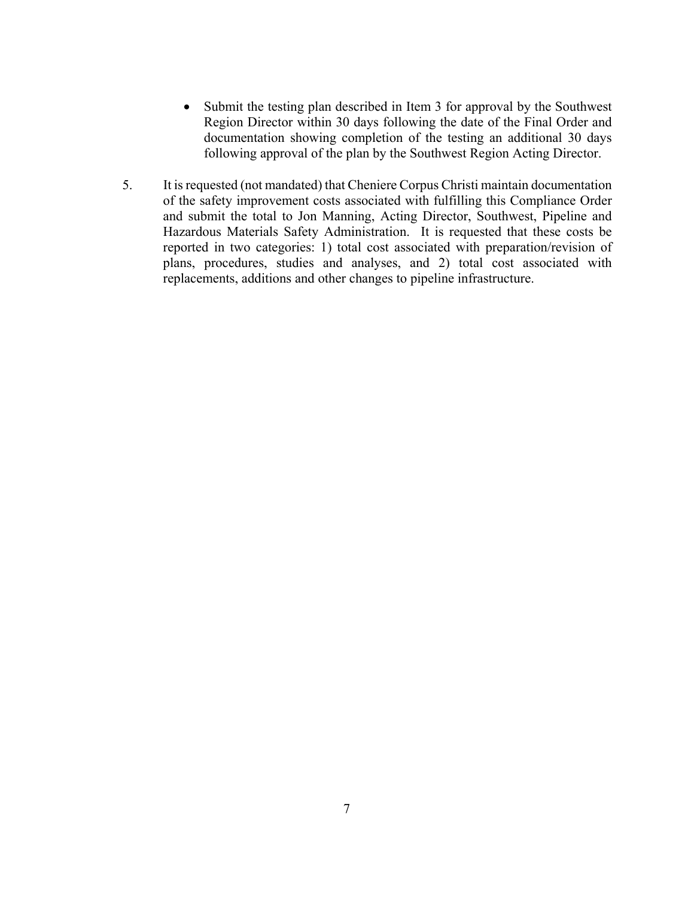- Submit the testing plan described in Item 3 for approval by the Southwest Region Director within 30 days following the date of the Final Order and documentation showing completion of the testing an additional 30 days following approval of the plan by the Southwest Region Acting Director.

5. It is requested (not mandated) that Cheniere Corpus Christi maintain documentation of the safety improvement costs associated with fulfilling this Compliance Order and submit the total to Jon Manning, Acting Director, Southwest, Pipeline and Hazardous Materials Safety Administration. It is requested that these costs be reported in two categories: 1) total cost associated with preparation/revision of plans, procedures, studies and analyses, and 2) total cost associated with replacements, additions and other changes to pipeline infrastructure.